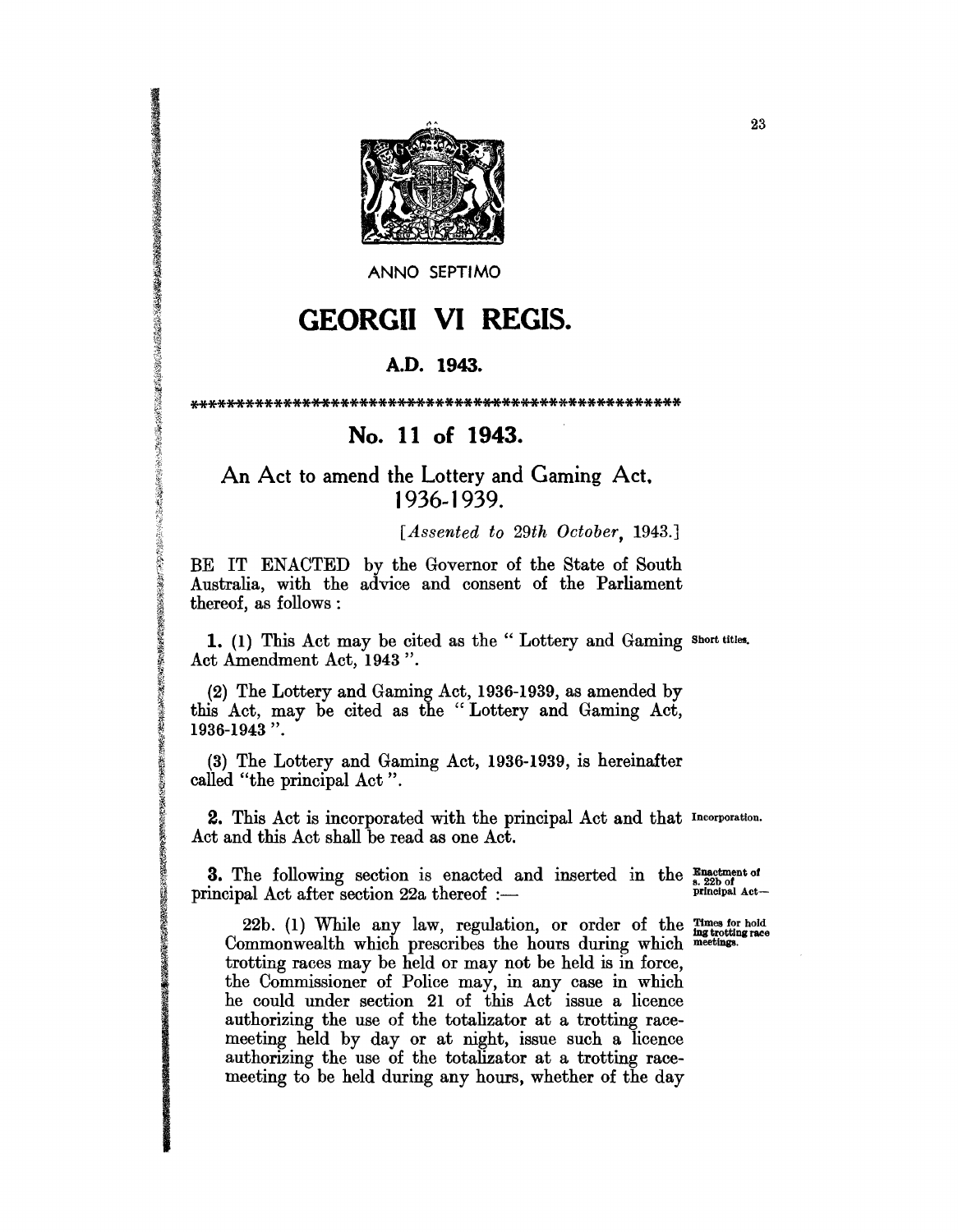ANNO SEPTIMO

# GEORGII VI REGIS.

## A.D. 1943.

****************************************************

## No. 11 of 1943.

### An Act to amend the Lottery and Gaming Act, 1936-1939.

[*Assented to 29th October, 1943.*]

BE IT ENACTED by the Governor of the State of South Australia, with the advice and consent of the Parliament thereof, as follows :

**1.** (1) This Act may be cited as the " Lottery and Gaming Act Amendment Act, 1943 ". *Short titles.*

(2) The Lottery and Gaming Act, 1936-1939, as amended by this Act, may be cited as the " Lottery and Gaming Act, 1936-1943 ".

(3) The Lottery and Gaming Act, 1936-1939, is hereinafter called "the principal Act ".

**2.** This Act is incorporated with the principal Act and that Act and this Act shall be read as one Act. *Incorporation.*

**3.** The following section is enacted and inserted in the principal Act after section 22a thereof :— *Enactment of s. 22b of principal Act—*

22b. (1) While any law, regulation, or order of the Commonwealth which prescribes the hours during which trotting races may be held or may not be held is in force, the Commissioner of Police may, in any case in which he could under section 21 of this Act issue a licence authorizing the use of the totalizator at a trotting race-meeting held by day or at night, issue such a licence authorizing the use of the totalizator at a trotting race-meeting to be held during any hours, whether of the day *Times for holding trotting race meetings.*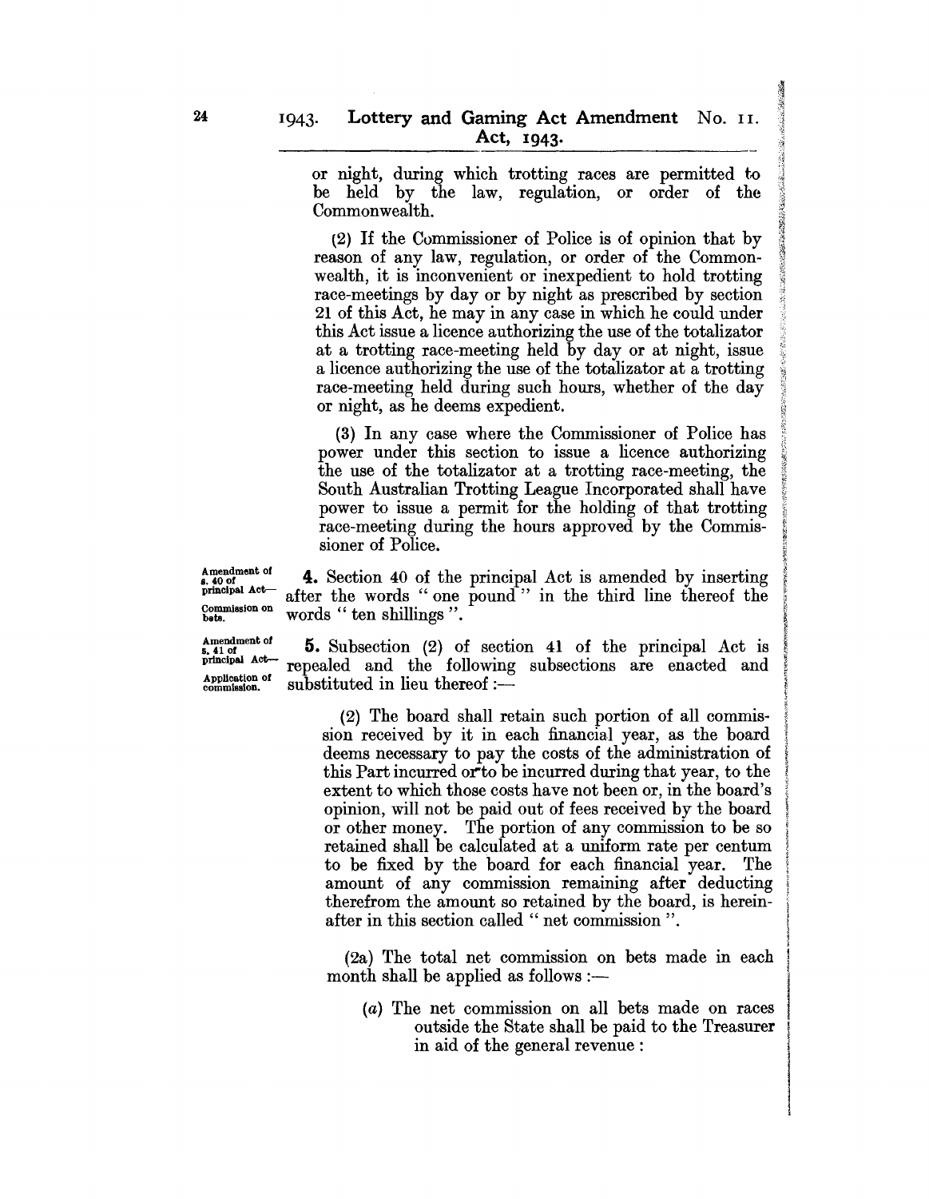or night, during which trotting races are permitted to be held by the law, regulation, or order of the Commonwealth.

(2) If the Commissioner of Police is of opinion that by reason of any law, regulation, or order of the Commonwealth, it is inconvenient or inexpedient to hold trotting race-meetings by day or by night as prescribed by section 21 of this Act, he may in any case in which he could under this Act issue a licence authorizing the use of the totalizator at a trotting race-meeting held by day or at night, issue a licence authorizing the use of the totalizator at a trotting race-meeting held during such hours, whether of the day or night, as he deems expedient.

(3) In any case where the Commissioner of Police has power under this section to issue a licence authorizing the use of the totalizator at a trotting race-meeting, the South Australian Trotting League Incorporated shall have power to issue a permit for the holding of that trotting race-meeting during the hours approved by the Commissioner of Police.

Amendment of s. 40 of principal Act—Commission on bets.

**4.** Section 40 of the principal Act is amended by inserting after the words " one pound " in the third line thereof the words " ten shillings ".

Amendment of s. 41 of principal Act—Application of commission.

**5.** Subsection (2) of section 41 of the principal Act is repealed and the following subsections are enacted and substituted in lieu thereof :—

(2) The board shall retain such portion of all commission received by it in each financial year, as the board deems necessary to pay the costs of the administration of this Part incurred or to be incurred during that year, to the extent to which those costs have not been or, in the board's opinion, will not be paid out of fees received by the board or other money. The portion of any commission to be so retained shall be calculated at a uniform rate per centum to be fixed by the board for each financial year. The amount of any commission remaining after deducting therefrom the amount so retained by the board, is hereinafter in this section called " net commission ".

(2a) The total net commission on bets made in each month shall be applied as follows :—

(*a*) The net commission on all bets made on races outside the State shall be paid to the Treasurer in aid of the general revenue :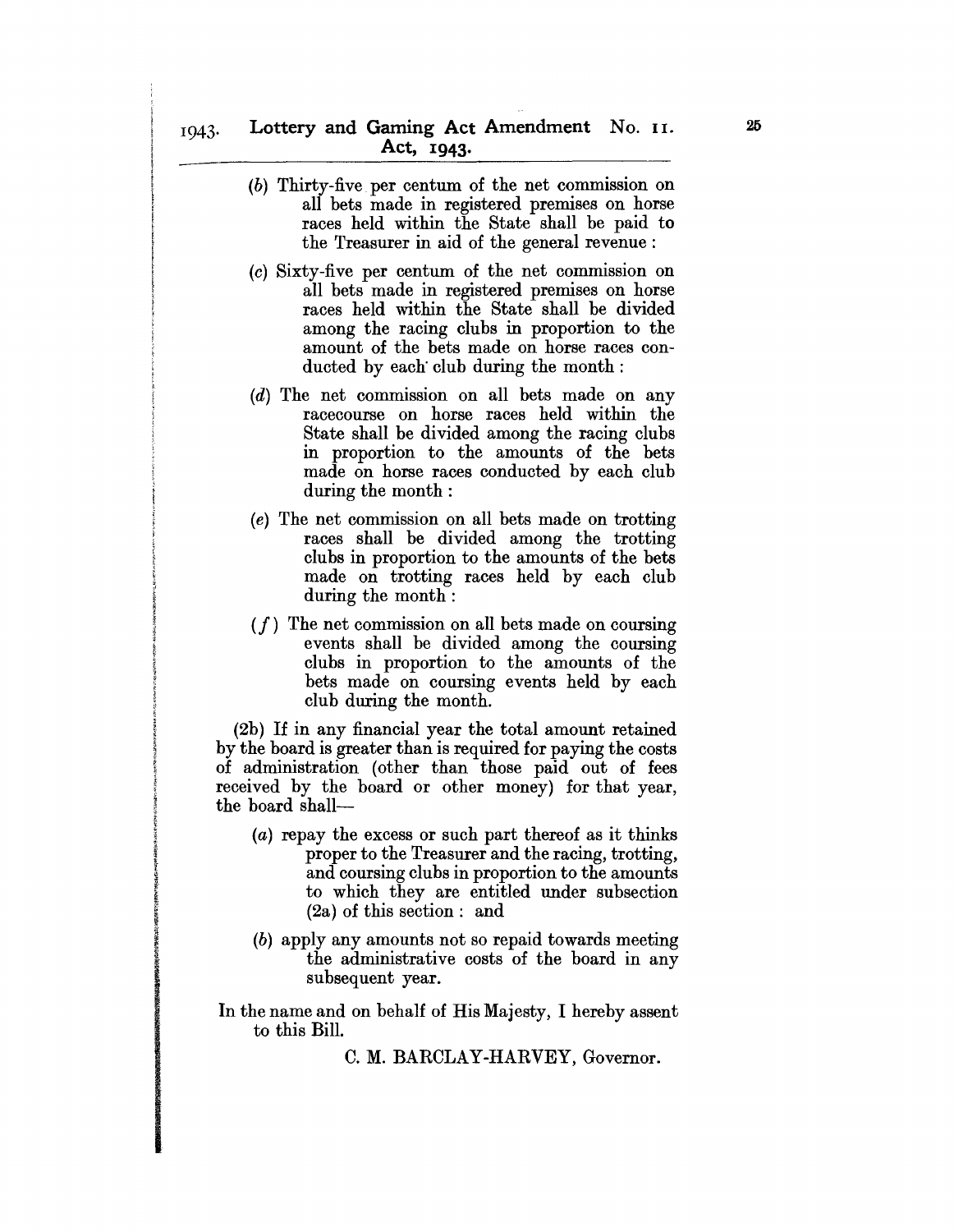(b) Thirty-five per centum of the net commission on all bets made in registered premises on horse races held within the State shall be paid to the Treasurer in aid of the general revenue :

(c) Sixty-five per centum of the net commission on all bets made in registered premises on horse races held within the State shall be divided among the racing clubs in proportion to the amount of the bets made on horse races conducted by each club during the month :

(d) The net commission on all bets made on any racecourse on horse races held within the State shall be divided among the racing clubs in proportion to the amounts of the bets made on horse races conducted by each club during the month :

(e) The net commission on all bets made on trotting races shall be divided among the trotting clubs in proportion to the amounts of the bets made on trotting races held by each club during the month :

(f) The net commission on all bets made on coursing events shall be divided among the coursing clubs in proportion to the amounts of the bets made on coursing events held by each club during the month.

(2b) If in any financial year the total amount retained by the board is greater than is required for paying the costs of administration (other than those paid out of fees received by the board or other money) for that year, the board shall—

(a) repay the excess or such part thereof as it thinks proper to the Treasurer and the racing, trotting, and coursing clubs in proportion to the amounts to which they are entitled under subsection (2a) of this section : and

(b) apply any amounts not so repaid towards meeting the administrative costs of the board in any subsequent year.

In the name and on behalf of His Majesty, I hereby assent to this Bill.

C. M. BARCLAY-HARVEY, Governor.